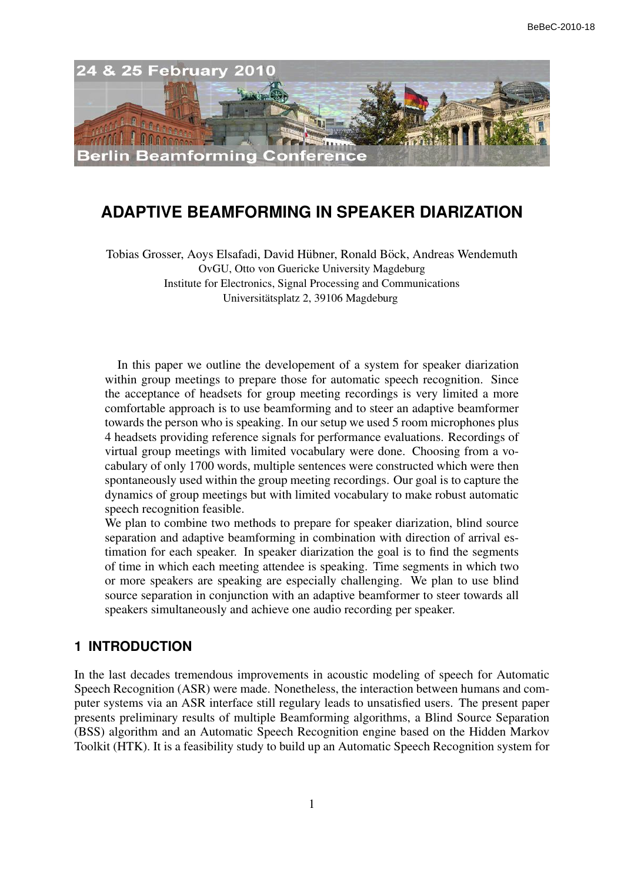# ADAPTIVE BEAMFORMING IN SPEAKER DIARIZATION

Tobias Grosser, Aoys Elsafadi, David Hübner, Ronald Böck, Andreas Wendemuth
OvGU, Otto von Guericke University Magdeburg
Institute for Electronics, Signal Processing and Communications
Universitätsplatz 2, 39106 Magdeburg

In this paper we outline the developement of a system for speaker diarization within group meetings to prepare those for automatic speech recognition. Since the acceptance of headsets for group meeting recordings is very limited a more comfortable approach is to use beamforming and to steer an adaptive beamformer towards the person who is speaking. In our setup we used 5 room microphones plus 4 headsets providing reference signals for performance evaluations. Recordings of virtual group meetings with limited vocabulary were done. Choosing from a vocabulary of only 1700 words, multiple sentences were constructed which were then spontaneously used within the group meeting recordings. Our goal is to capture the dynamics of group meetings but with limited vocabulary to make robust automatic speech recognition feasible.
We plan to combine two methods to prepare for speaker diarization, blind source separation and adaptive beamforming in combination with direction of arrival estimation for each speaker. In speaker diarization the goal is to find the segments of time in which each meeting attendee is speaking. Time segments in which two or more speakers are speaking are especially challenging. We plan to use blind source separation in conjunction with an adaptive beamformer to steer towards all speakers simultaneously and achieve one audio recording per speaker.

## 1 INTRODUCTION

In the last decades tremendous improvements in acoustic modeling of speech for Automatic Speech Recognition (ASR) were made. Nonetheless, the interaction between humans and computer systems via an ASR interface still regulary leads to unsatisfied users. The present paper presents preliminary results of multiple Beamforming algorithms, a Blind Source Separation (BSS) algorithm and an Automatic Speech Recognition engine based on the Hidden Markov Toolkit (HTK). It is a feasibility study to build up an Automatic Speech Recognition system for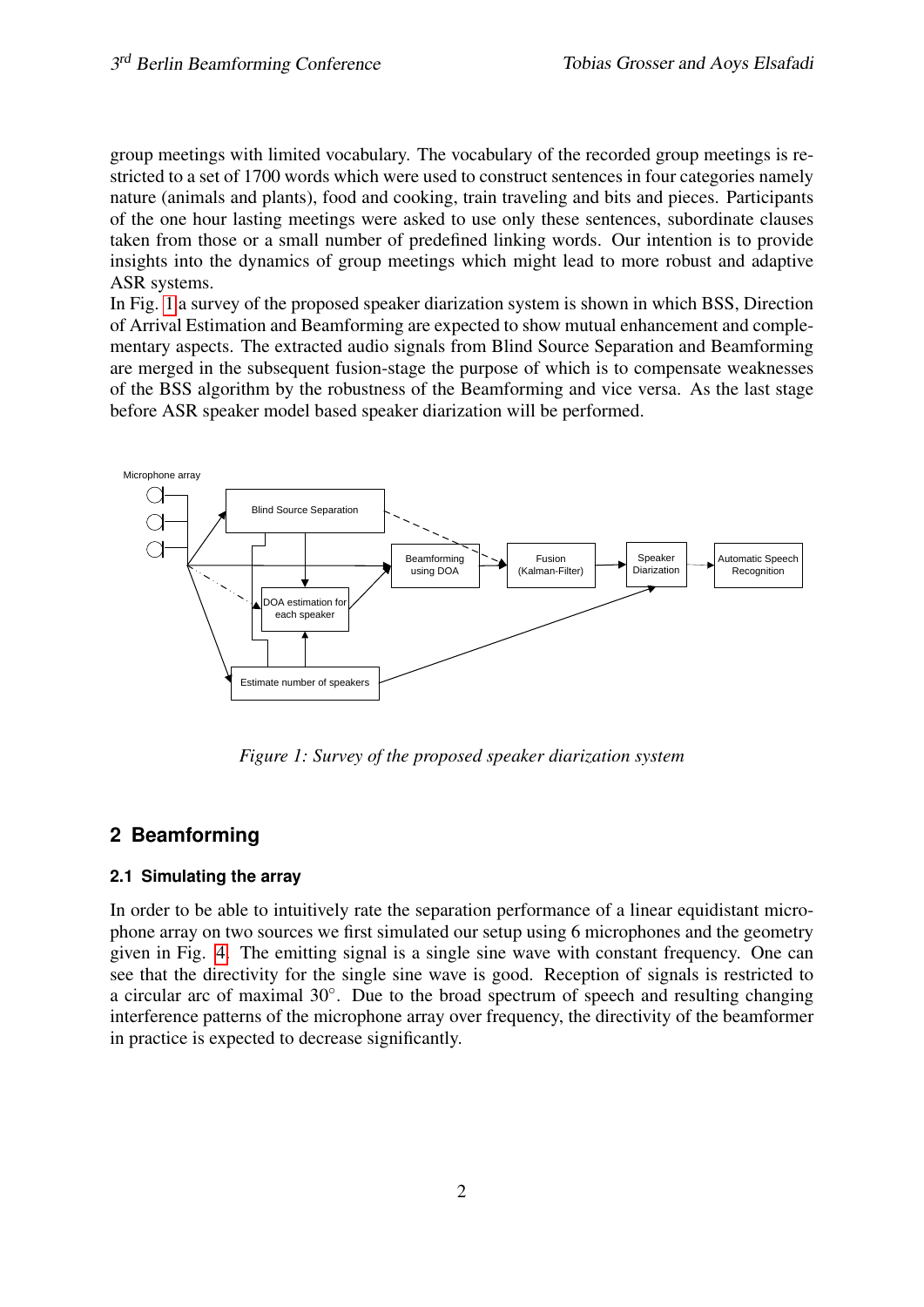group meetings with limited vocabulary. The vocabulary of the recorded group meetings is restricted to a set of 1700 words which were used to construct sentences in four categories namely nature (animals and plants), food and cooking, train traveling and bits and pieces. Participants of the one hour lasting meetings were asked to use only these sentences, subordinate clauses taken from those or a small number of predefined linking words. Our intention is to provide insights into the dynamics of group meetings which might lead to more robust and adaptive ASR systems.

In Fig. 1 a survey of the proposed speaker diarization system is shown in which BSS, Direction of Arrival Estimation and Beamforming are expected to show mutual enhancement and complementary aspects. The extracted audio signals from Blind Source Separation and Beamforming are merged in the subsequent fusion-stage the purpose of which is to compensate weaknesses of the BSS algorithm by the robustness of the Beamforming and vice versa. As the last stage before ASR speaker model based speaker diarization will be performed.

*Figure 1: Survey of the proposed speaker diarization system*

## 2 Beamforming

### 2.1 Simulating the array

In order to be able to intuitively rate the separation performance of a linear equidistant microphone array on two sources we first simulated our setup using 6 microphones and the geometry given in Fig. 4. The emitting signal is a single sine wave with constant frequency. One can see that the directivity for the single sine wave is good. Reception of signals is restricted to a circular arc of maximal 30°. Due to the broad spectrum of speech and resulting changing interference patterns of the microphone array over frequency, the directivity of the beamformer in practice is expected to decrease significantly.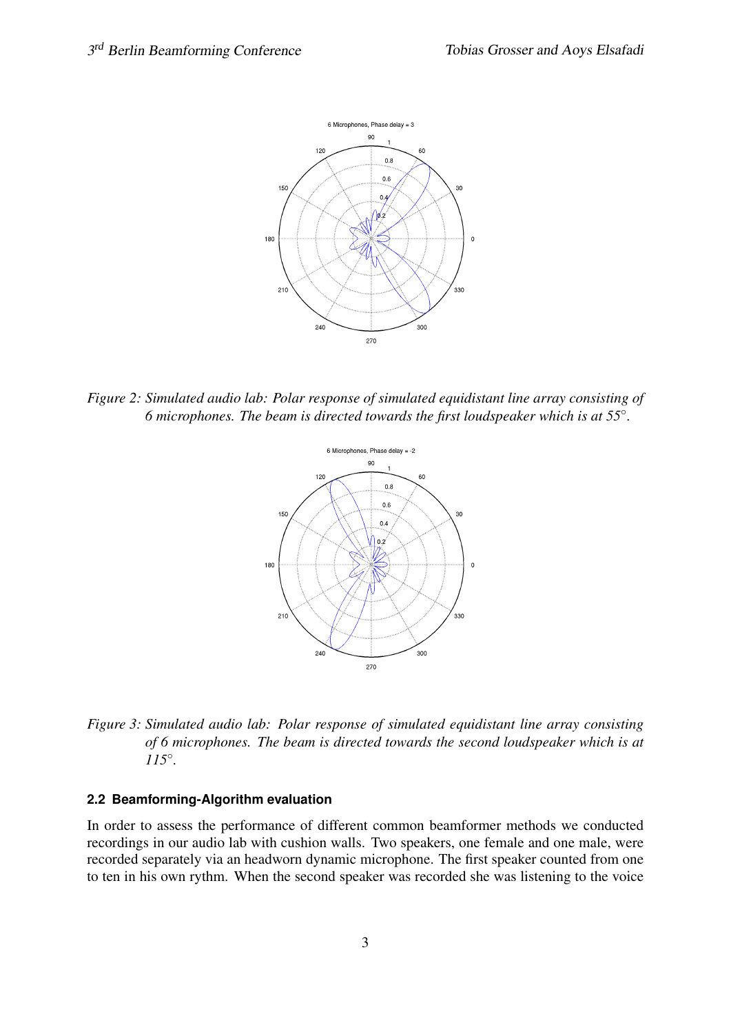Figure 2: Simulated audio lab: Polar response of simulated equidistant line array consisting of 6 microphones. The beam is directed towards the first loudspeaker which is at 55°.

Figure 3: Simulated audio lab: Polar response of simulated equidistant line array consisting of 6 microphones. The beam is directed towards the second loudspeaker which is at 115°.

### 2.2 Beamforming-Algorithm evaluation

In order to assess the performance of different common beamformer methods we conducted recordings in our audio lab with cushion walls. Two speakers, one female and one male, were recorded separately via an headworn dynamic microphone. The first speaker counted from one to ten in his own rythm. When the second speaker was recorded she was listening to the voice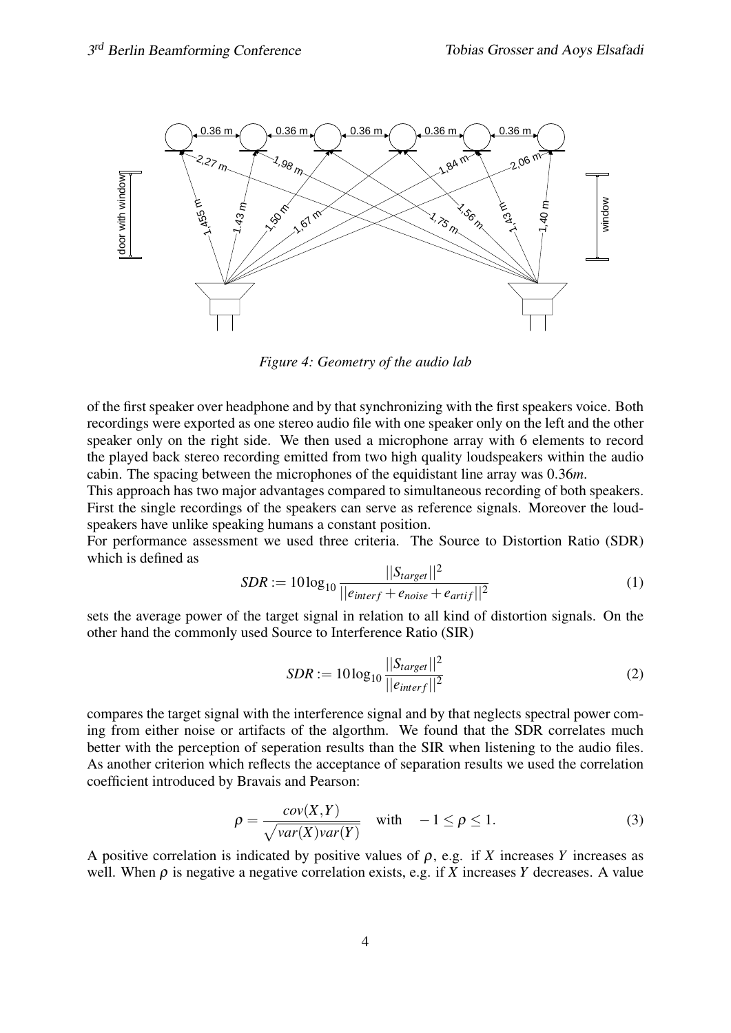*Figure 4: Geometry of the audio lab*

of the first speaker over headphone and by that synchronizing with the first speakers voice. Both recordings were exported as one stereo audio file with one speaker only on the left and the other speaker only on the right side. We then used a microphone array with 6 elements to record the played back stereo recording emitted from two high quality loudspeakers within the audio cabin. The spacing between the microphones of the equidistant line array was $0.36m$.

This approach has two major advantages compared to simultaneous recording of both speakers. First the single recordings of the speakers can serve as reference signals. Moreover the loudspeakers have unlike speaking humans a constant position.

For performance assessment we used three criteria. The Source to Distortion Ratio (SDR) which is defined as

$$SDR := 10\log_{10}\frac{||S_{target}||^2}{||e_{interf}+e_{noise}+e_{artif}||^2} \tag{1}$$

sets the average power of the target signal in relation to all kind of distortion signals. On the other hand the commonly used Source to Interference Ratio (SIR)

$$SDR := 10\log_{10}\frac{||S_{target}||^2}{||e_{interf}||^2} \tag{2}$$

compares the target signal with the interference signal and by that neglects spectral power coming from either noise or artifacts of the algorthm. We found that the SDR correlates much better with the perception of seperation results than the SIR when listening to the audio files. As another criterion which reflects the acceptance of separation results we used the correlation coefficient introduced by Bravais and Pearson:

$$\rho = \frac{cov(X,Y)}{\sqrt{var(X)var(Y)}} \quad \text{with} \quad -1 \leq \rho \leq 1. \tag{3}$$

A positive correlation is indicated by positive values of $\rho$, e.g. if $X$ increases $Y$ increases as well. When $\rho$ is negative a negative correlation exists, e.g. if $X$ increases $Y$ decreases. A value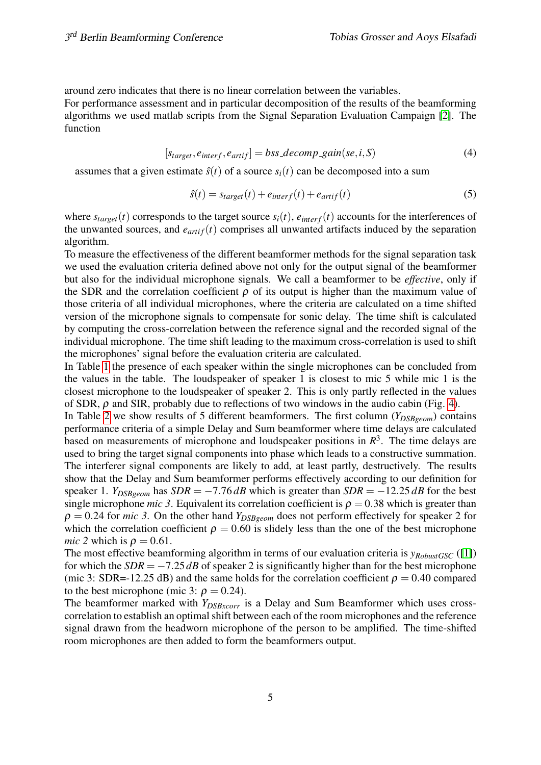around zero indicates that there is no linear correlation between the variables.
For performance assessment and in particular decomposition of the results of the beamforming algorithms we used matlab scripts from the Signal Separation Evaluation Campaign [2]. The function

$$[s_{target}, e_{interf}, e_{artif}] = bss\_decomp\_gain(se, i, S) \tag{4}$$

assumes that a given estimate $\hat{s}(t)$ of a source $s_i(t)$ can be decomposed into a sum

$$\hat{s}(t) = s_{target}(t) + e_{interf}(t) + e_{artif}(t) \tag{5}$$

where $s_{target}(t)$ corresponds to the target source $s_i(t)$, $e_{interf}(t)$ accounts for the interferences of the unwanted sources, and $e_{artif}(t)$ comprises all unwanted artifacts induced by the separation algorithm.
To measure the effectiveness of the different beamformer methods for the signal separation task we used the evaluation criteria defined above not only for the output signal of the beamformer but also for the individual microphone signals. We call a beamformer to be *effective*, only if the SDR and the correlation coefficient $\rho$ of its output is higher than the maximum value of those criteria of all individual microphones, where the criteria are calculated on a time shifted version of the microphone signals to compensate for sonic delay. The time shift is calculated by computing the cross-correlation between the reference signal and the recorded signal of the individual microphone. The time shift leading to the maximum cross-correlation is used to shift the microphones' signal before the evaluation criteria are calculated.
In Table 1 the presence of each speaker within the single microphones can be concluded from the values in the table. The loudspeaker of speaker 1 is closest to mic 5 while mic 1 is the closest microphone to the loudspeaker of speaker 2. This is only partly reflected in the values of SDR, $\rho$ and SIR, probably due to reflections of two windows in the audio cabin (Fig. 4).
In Table 2 we show results of 5 different beamformers. The first column ($Y_{DSBgeom}$) contains performance criteria of a simple Delay and Sum beamformer where time delays are calculated based on measurements of microphone and loudspeaker positions in $R^3$. The time delays are used to bring the target signal components into phase which leads to a constructive summation. The interferer signal components are likely to add, at least partly, destructively. The results show that the Delay and Sum beamformer performs effectively according to our definition for speaker 1. $Y_{DSBgeom}$ has $SDR = -7.76\,dB$ which is greater than $SDR = -12.25\,dB$ for the best single microphone *mic 3*. Equivalent its correlation coefficient is $\rho = 0.38$ which is greater than $\rho = 0.24$ for *mic 3*. On the other hand $Y_{DSBgeom}$ does not perform effectively for speaker 2 for which the correlation coefficient $\rho = 0.60$ is slidely less than the one of the best microphone *mic 2* which is $\rho = 0.61$.
The most effective beamforming algorithm in terms of our evaluation criteria is $y_{RobustGSC}$ ([1]) for which the $SDR = -7.25\,dB$ of speaker 2 is significantly higher than for the best microphone (mic 3: SDR=-12.25 dB) and the same holds for the correlation coefficient $\rho = 0.40$ compared to the best microphone (mic 3: $\rho = 0.24$).
The beamformer marked with $Y_{DSBxcorr}$ is a Delay and Sum Beamformer which uses cross-correlation to establish an optimal shift between each of the room microphones and the reference signal drawn from the headworn microphone of the person to be amplified. The time-shifted room microphones are then added to form the beamformers output.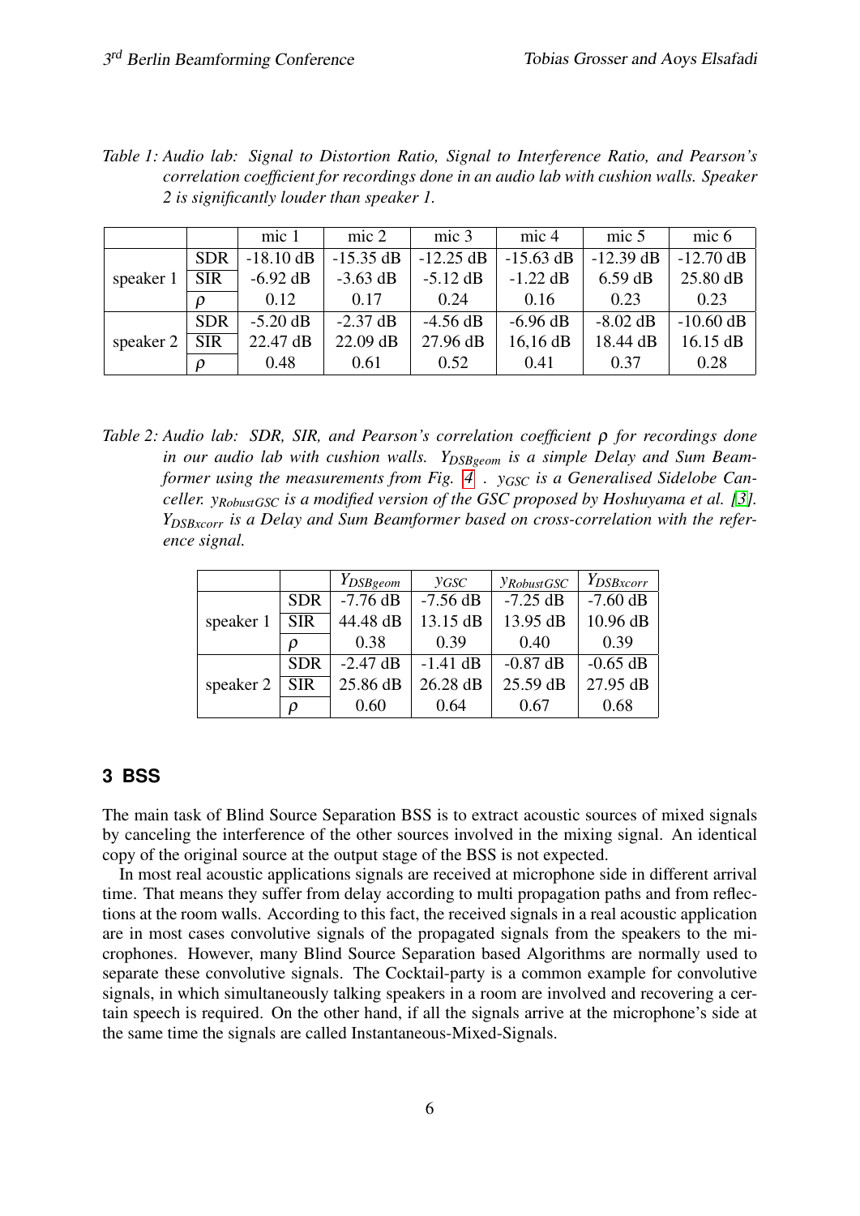*Table 1: Audio lab: Signal to Distortion Ratio, Signal to Interference Ratio, and Pearson's correlation coefficient for recordings done in an audio lab with cushion walls. Speaker 2 is significantly louder than speaker 1.*

| | | mic 1 | mic 2 | mic 3 | mic 4 | mic 5 | mic 6 |
|---|---|---|---|---|---|---|---|
| speaker 1 | SDR | -18.10 dB | -15.35 dB | -12.25 dB | -15.63 dB | -12.39 dB | -12.70 dB |
| | SIR | -6.92 dB | -3.63 dB | -5.12 dB | -1.22 dB | 6.59 dB | 25.80 dB |
| | $\rho$ | 0.12 | 0.17 | 0.24 | 0.16 | 0.23 | 0.23 |
| speaker 2 | SDR | -5.20 dB | -2.37 dB | -4.56 dB | -6.96 dB | -8.02 dB | -10.60 dB |
| | SIR | 22.47 dB | 22.09 dB | 27.96 dB | 16,16 dB | 18.44 dB | 16.15 dB |
| | $\rho$ | 0.48 | 0.61 | 0.52 | 0.41 | 0.37 | 0.28 |

*Table 2: Audio lab: SDR, SIR, and Pearson's correlation coefficient $\rho$ for recordings done in our audio lab with cushion walls. $Y_{DSBgeom}$ is a simple Delay and Sum Beamformer using the measurements from Fig. 4 . $y_{GSC}$ is a Generalised Sidelobe Canceller. $y_{RobustGSC}$ is a modified version of the GSC proposed by Hoshuyama et al. [3]. $Y_{DSBxcorr}$ is a Delay and Sum Beamformer based on cross-correlation with the reference signal.*

| | | $Y_{DSBgeom}$ | $y_{GSC}$ | $y_{RobustGSC}$ | $Y_{DSBxcorr}$ |
|---|---|---|---|---|---|
| speaker 1 | SDR | -7.76 dB | -7.56 dB | -7.25 dB | -7.60 dB |
| | SIR | 44.48 dB | 13.15 dB | 13.95 dB | 10.96 dB |
| | $\rho$ | 0.38 | 0.39 | 0.40 | 0.39 |
| speaker 2 | SDR | -2.47 dB | -1.41 dB | -0.87 dB | -0.65 dB |
| | SIR | 25.86 dB | 26.28 dB | 25.59 dB | 27.95 dB |
| | $\rho$ | 0.60 | 0.64 | 0.67 | 0.68 |

## 3 BSS

The main task of Blind Source Separation BSS is to extract acoustic sources of mixed signals by canceling the interference of the other sources involved in the mixing signal. An identical copy of the original source at the output stage of the BSS is not expected.

In most real acoustic applications signals are received at microphone side in different arrival time. That means they suffer from delay according to multi propagation paths and from reflections at the room walls. According to this fact, the received signals in a real acoustic application are in most cases convolutive signals of the propagated signals from the speakers to the microphones. However, many Blind Source Separation based Algorithms are normally used to separate these convolutive signals. The Cocktail-party is a common example for convolutive signals, in which simultaneously talking speakers in a room are involved and recovering a certain speech is required. On the other hand, if all the signals arrive at the microphone's side at the same time the signals are called Instantaneous-Mixed-Signals.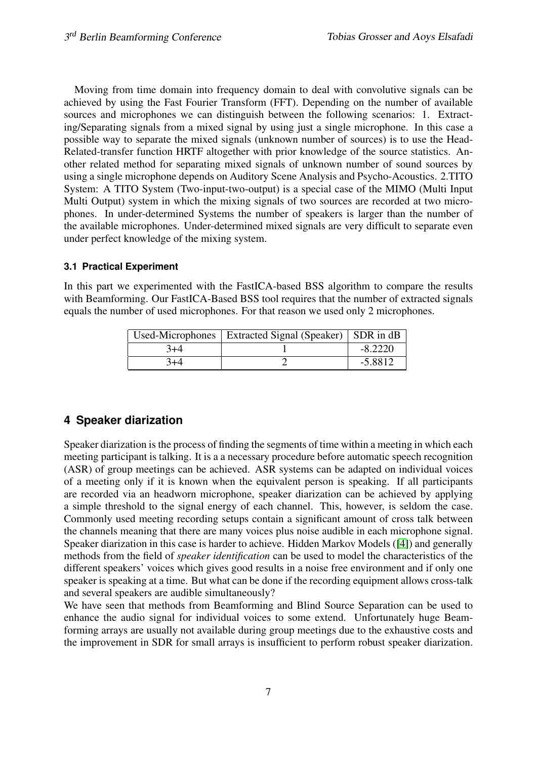Moving from time domain into frequency domain to deal with convolutive signals can be achieved by using the Fast Fourier Transform (FFT). Depending on the number of available sources and microphones we can distinguish between the following scenarios: 1. Extracting/Separating signals from a mixed signal by using just a single microphone. In this case a possible way to separate the mixed signals (unknown number of sources) is to use the Head-Related-transfer function HRTF altogether with prior knowledge of the source statistics. Another related method for separating mixed signals of unknown number of sound sources by using a single microphone depends on Auditory Scene Analysis and Psycho-Acoustics. 2.TITO System: A TITO System (Two-input-two-output) is a special case of the MIMO (Multi Input Multi Output) system in which the mixing signals of two sources are recorded at two microphones. In under-determined Systems the number of speakers is larger than the number of the available microphones. Under-determined mixed signals are very difficult to separate even under perfect knowledge of the mixing system.

### 3.1 Practical Experiment

In this part we experimented with the FastICA-based BSS algorithm to compare the results with Beamforming. Our FastICA-Based BSS tool requires that the number of extracted signals equals the number of used microphones. For that reason we used only 2 microphones.

| Used-Microphones | Extracted Signal (Speaker) | SDR in dB |
|---|---|---|
| 3+4 | 1 | -8.2220 |
| 3+4 | 2 | -5.8812 |

## 4 Speaker diarization

Speaker diarization is the process of finding the segments of time within a meeting in which each meeting participant is talking. It is a a necessary procedure before automatic speech recognition (ASR) of group meetings can be achieved. ASR systems can be adapted on individual voices of a meeting only if it is known when the equivalent person is speaking. If all participants are recorded via an headworn microphone, speaker diarization can be achieved by applying a simple threshold to the signal energy of each channel. This, however, is seldom the case. Commonly used meeting recording setups contain a significant amount of cross talk between the channels meaning that there are many voices plus noise audible in each microphone signal. Speaker diarization in this case is harder to achieve. Hidden Markov Models ([4]) and generally methods from the field of *speaker identification* can be used to model the characteristics of the different speakers' voices which gives good results in a noise free environment and if only one speaker is speaking at a time. But what can be done if the recording equipment allows cross-talk and several speakers are audible simultaneously?

We have seen that methods from Beamforming and Blind Source Separation can be used to enhance the audio signal for individual voices to some extend. Unfortunately huge Beamforming arrays are usually not available during group meetings due to the exhaustive costs and the improvement in SDR for small arrays is insufficient to perform robust speaker diarization.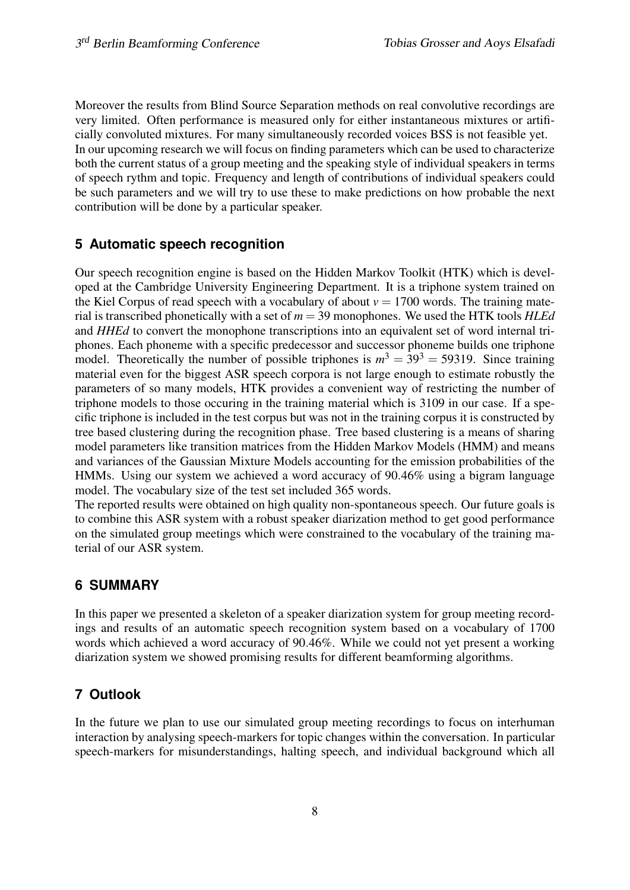Moreover the results from Blind Source Separation methods on real convolutive recordings are very limited. Often performance is measured only for either instantaneous mixtures or artificially convoluted mixtures. For many simultaneously recorded voices BSS is not feasible yet. In our upcoming research we will focus on finding parameters which can be used to characterize both the current status of a group meeting and the speaking style of individual speakers in terms of speech rythm and topic. Frequency and length of contributions of individual speakers could be such parameters and we will try to use these to make predictions on how probable the next contribution will be done by a particular speaker.

## 5 Automatic speech recognition

Our speech recognition engine is based on the Hidden Markov Toolkit (HTK) which is developed at the Cambridge University Engineering Department. It is a triphone system trained on the Kiel Corpus of read speech with a vocabulary of about $v = 1700$ words. The training material is transcribed phonetically with a set of $m = 39$ monophones. We used the HTK tools *HLEd* and *HHEd* to convert the monophone transcriptions into an equivalent set of word internal triphones. Each phoneme with a specific predecessor and successor phoneme builds one triphone model. Theoretically the number of possible triphones is $m^3 = 39^3 = 59319$. Since training material even for the biggest ASR speech corpora is not large enough to estimate robustly the parameters of so many models, HTK provides a convenient way of restricting the number of triphone models to those occuring in the training material which is 3109 in our case. If a specific triphone is included in the test corpus but was not in the training corpus it is constructed by tree based clustering during the recognition phase. Tree based clustering is a means of sharing model parameters like transition matrices from the Hidden Markov Models (HMM) and means and variances of the Gaussian Mixture Models accounting for the emission probabilities of the HMMs. Using our system we achieved a word accuracy of 90.46% using a bigram language model. The vocabulary size of the test set included 365 words.

The reported results were obtained on high quality non-spontaneous speech. Our future goals is to combine this ASR system with a robust speaker diarization method to get good performance on the simulated group meetings which were constrained to the vocabulary of the training material of our ASR system.

## 6 SUMMARY

In this paper we presented a skeleton of a speaker diarization system for group meeting recordings and results of an automatic speech recognition system based on a vocabulary of 1700 words which achieved a word accuracy of 90.46%. While we could not yet present a working diarization system we showed promising results for different beamforming algorithms.

## 7 Outlook

In the future we plan to use our simulated group meeting recordings to focus on interhuman interaction by analysing speech-markers for topic changes within the conversation. In particular speech-markers for misunderstandings, halting speech, and individual background which all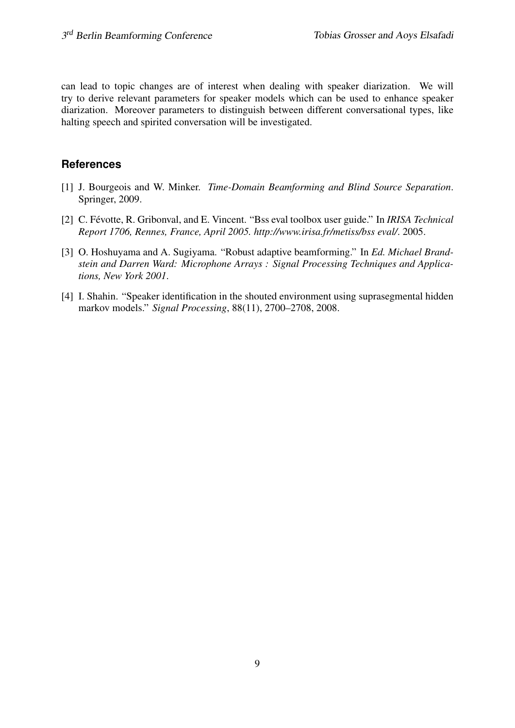can lead to topic changes are of interest when dealing with speaker diarization. We will try to derive relevant parameters for speaker models which can be used to enhance speaker diarization. Moreover parameters to distinguish between different conversational types, like halting speech and spirited conversation will be investigated.

## References

[1] J. Bourgeois and W. Minker. *Time-Domain Beamforming and Blind Source Separation*. Springer, 2009.

[2] C. Févotte, R. Gribonval, and E. Vincent. "Bss eval toolbox user guide." In *IRISA Technical Report 1706, Rennes, France, April 2005. http://www.irisa.fr/metiss/bss eval/*. 2005.

[3] O. Hoshuyama and A. Sugiyama. "Robust adaptive beamforming." In *Ed. Michael Brandstein and Darren Ward: Microphone Arrays : Signal Processing Techniques and Applications, New York 2001*.

[4] I. Shahin. "Speaker identification in the shouted environment using suprasegmental hidden markov models." *Signal Processing*, 88(11), 2700–2708, 2008.